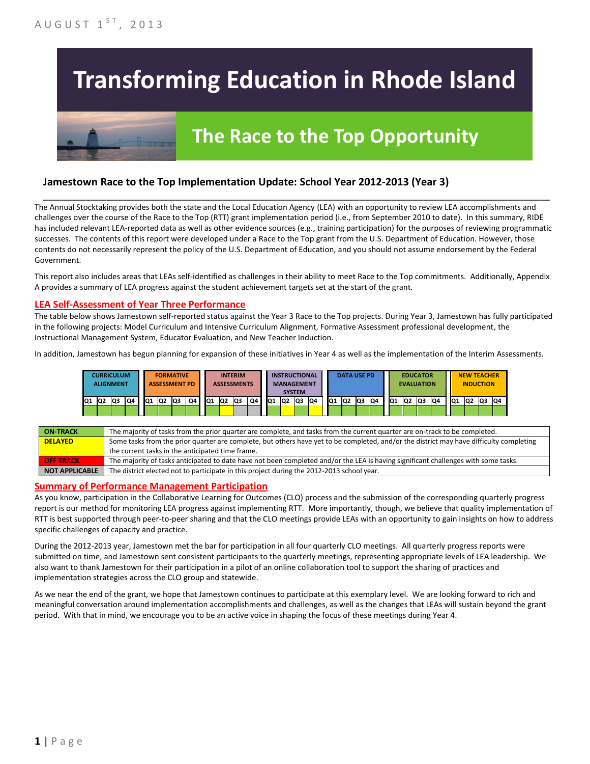AUGUST 1ST, 2013

# Transforming Education in Rhode Island

## The Race to the Top Opportunity

### Jamestown Race to the Top Implementation Update: School Year 2012-2013 (Year 3)

The Annual Stocktaking provides both the state and the Local Education Agency (LEA) with an opportunity to review LEA accomplishments and challenges over the course of the Race to the Top (RTT) grant implementation period (i.e., from September 2010 to date). In this summary, RIDE has included relevant LEA-reported data as well as other evidence sources (e.g., training participation) for the purposes of reviewing programmatic successes. The contents of this report were developed under a Race to the Top grant from the U.S. Department of Education. However, those contents do not necessarily represent the policy of the U.S. Department of Education, and you should not assume endorsement by the Federal Government.

This report also includes areas that LEAs self-identified as challenges in their ability to meet Race to the Top commitments. Additionally, Appendix A provides a summary of LEA progress against the student achievement targets set at the start of the grant.

## LEA Self-Assessment of Year Three Performance

The table below shows Jamestown self-reported status against the Year 3 Race to the Top projects. During Year 3, Jamestown has fully participated in the following projects: Model Curriculum and Intensive Curriculum Alignment, Formative Assessment professional development, the Instructional Management System, Educator Evaluation, and New Teacher Induction.

In addition, Jamestown has begun planning for expansion of these initiatives in Year 4 as well as the implementation of the Interim Assessments.

| CURRICULUM ALIGNMENT | | | | FORMATIVE ASSESSMENT PD | | | | INTERIM ASSESSMENTS | | | | INSTRUCTIONAL MANAGEMENT SYSTEM | | | | DATA USE PD | | | | EDUCATOR EVALUATION | | | | NEW TEACHER INDUCTION | | | |
|---|---|---|---|---|---|---|---|---|---|---|---|---|---|---|---|---|---|---|---|---|---|---|---|---|---|---|---|
| Q1 | Q2 | Q3 | Q4 | Q1 | Q2 | Q3 | Q4 | Q1 | Q2 | Q3 | Q4 | Q1 | Q2 | Q3 | Q4 | Q1 | Q2 | Q3 | Q4 | Q1 | Q2 | Q3 | Q4 | Q1 | Q2 | Q3 | Q4 |
| On-Track | On-Track | On-Track | On-Track | On-Track | On-Track | On-Track | On-Track | On-Track | Delayed | Not Applicable | Not Applicable | On-Track | On-Track | Delayed | Delayed | On-Track | On-Track | On-Track | On-Track | On-Track | On-Track | On-Track | On-Track | On-Track | On-Track | On-Track | On-Track |

| Status | Description |
|---|---|
| ON-TRACK | The majority of tasks from the prior quarter are complete, and tasks from the current quarter are on-track to be completed. |
| DELAYED | Some tasks from the prior quarter are complete, but others have yet to be completed, and/or the district may have difficulty completing the current tasks in the anticipated time frame. |
| OFF TRACK | The majority of tasks anticipated to date have not been completed and/or the LEA is having significant challenges with some tasks. |
| NOT APPLICABLE | The district elected not to participate in this project during the 2012-2013 school year. |

## Summary of Performance Management Participation

As you know, participation in the Collaborative Learning for Outcomes (CLO) process and the submission of the corresponding quarterly progress report is our method for monitoring LEA progress against implementing RTT. More importantly, though, we believe that quality implementation of RTT is best supported through peer-to-peer sharing and that the CLO meetings provide LEAs with an opportunity to gain insights on how to address specific challenges of capacity and practice.

During the 2012-2013 year, Jamestown met the bar for participation in all four quarterly CLO meetings. All quarterly progress reports were submitted on time, and Jamestown sent consistent participants to the quarterly meetings, representing appropriate levels of LEA leadership. We also want to thank Jamestown for their participation in a pilot of an online collaboration tool to support the sharing of practices and implementation strategies across the CLO group and statewide.

As we near the end of the grant, we hope that Jamestown continues to participate at this exemplary level. We are looking forward to rich and meaningful conversation around implementation accomplishments and challenges, as well as the changes that LEAs will sustain beyond the grant period. With that in mind, we encourage you to be an active voice in shaping the focus of these meetings during Year 4.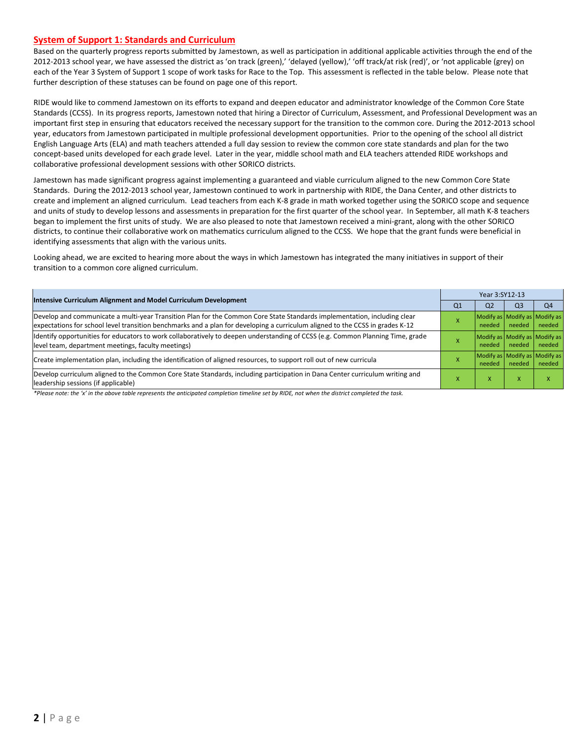## System of Support 1: Standards and Curriculum

Based on the quarterly progress reports submitted by Jamestown, as well as participation in additional applicable activities through the end of the 2012-2013 school year, we have assessed the district as 'on track (green),' 'delayed (yellow),' 'off track/at risk (red)', or 'not applicable (grey) on each of the Year 3 System of Support 1 scope of work tasks for Race to the Top. This assessment is reflected in the table below. Please note that further description of these statuses can be found on page one of this report.

RIDE would like to commend Jamestown on its efforts to expand and deepen educator and administrator knowledge of the Common Core State Standards (CCSS). In its progress reports, Jamestown noted that hiring a Director of Curriculum, Assessment, and Professional Development was an important first step in ensuring that educators received the necessary support for the transition to the common core. During the 2012-2013 school year, educators from Jamestown participated in multiple professional development opportunities. Prior to the opening of the school all district English Language Arts (ELA) and math teachers attended a full day session to review the common core state standards and plan for the two concept-based units developed for each grade level. Later in the year, middle school math and ELA teachers attended RIDE workshops and collaborative professional development sessions with other SORICO districts.

Jamestown has made significant progress against implementing a guaranteed and viable curriculum aligned to the new Common Core State Standards. During the 2012-2013 school year, Jamestown continued to work in partnership with RIDE, the Dana Center, and other districts to create and implement an aligned curriculum. Lead teachers from each K-8 grade in math worked together using the SORICO scope and sequence and units of study to develop lessons and assessments in preparation for the first quarter of the school year. In September, all math K-8 teachers began to implement the first units of study. We are also pleased to note that Jamestown received a mini-grant, along with the other SORICO districts, to continue their collaborative work on mathematics curriculum aligned to the CCSS. We hope that the grant funds were beneficial in identifying assessments that align with the various units.

Looking ahead, we are excited to hearing more about the ways in which Jamestown has integrated the many initiatives in support of their transition to a common core aligned curriculum.

| Intensive Curriculum Alignment and Model Curriculum Development | Year 3:SY12-13 | | | |
|---|---|---|---|---|
| | Q1 | Q2 | Q3 | Q4 |
| Develop and communicate a multi-year Transition Plan for the Common Core State Standards implementation, including clear expectations for school level transition benchmarks and a plan for developing a curriculum aligned to the CCSS in grades K-12 | x | Modify as needed | Modify as needed | Modify as needed |
| Identify opportunities for educators to work collaboratively to deepen understanding of CCSS (e.g. Common Planning Time, grade level team, department meetings, faculty meetings) | x | Modify as needed | Modify as needed | Modify as needed |
| Create implementation plan, including the identification of aligned resources, to support roll out of new curricula | x | Modify as needed | Modify as needed | Modify as needed |
| Develop curriculum aligned to the Common Core State Standards, including participation in Dana Center curriculum writing and leadership sessions (if applicable) | x | x | x | x |

*Please note: the 'x' in the above table represents the anticipated completion timeline set by RIDE, not when the district completed the task.*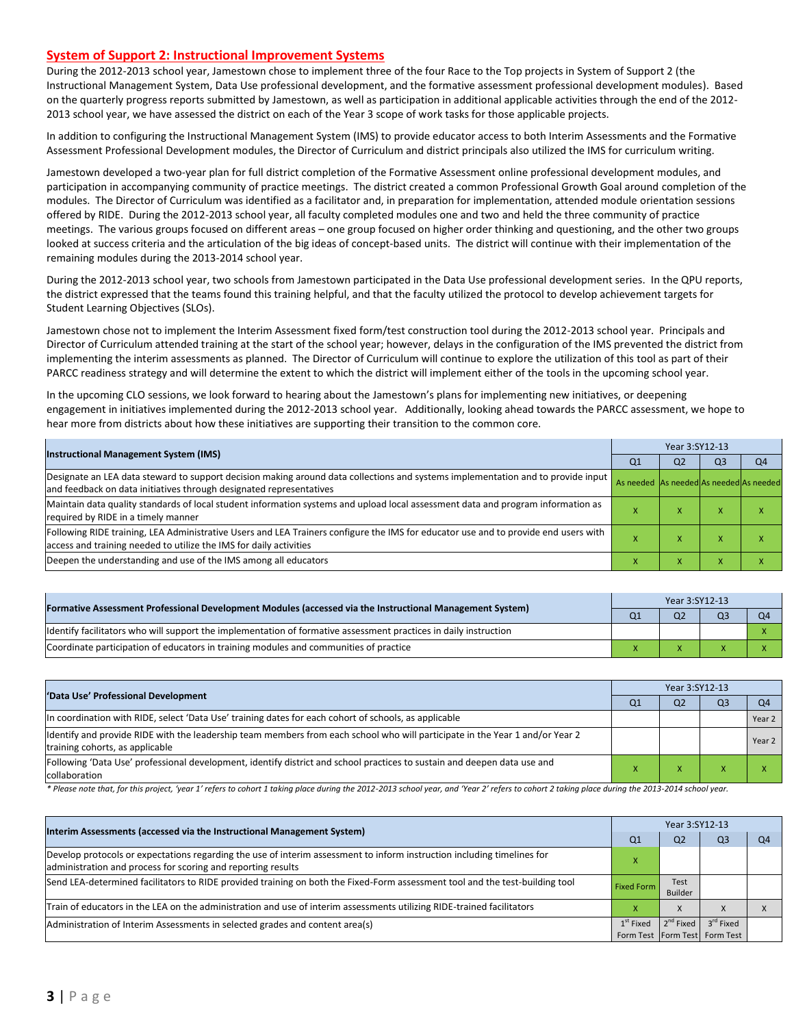## System of Support 2: Instructional Improvement Systems

During the 2012-2013 school year, Jamestown chose to implement three of the four Race to the Top projects in System of Support 2 (the Instructional Management System, Data Use professional development, and the formative assessment professional development modules). Based on the quarterly progress reports submitted by Jamestown, as well as participation in additional applicable activities through the end of the 2012-2013 school year, we have assessed the district on each of the Year 3 scope of work tasks for those applicable projects.

In addition to configuring the Instructional Management System (IMS) to provide educator access to both Interim Assessments and the Formative Assessment Professional Development modules, the Director of Curriculum and district principals also utilized the IMS for curriculum writing.

Jamestown developed a two-year plan for full district completion of the Formative Assessment online professional development modules, and participation in accompanying community of practice meetings. The district created a common Professional Growth Goal around completion of the modules. The Director of Curriculum was identified as a facilitator and, in preparation for implementation, attended module orientation sessions offered by RIDE. During the 2012-2013 school year, all faculty completed modules one and two and held the three community of practice meetings. The various groups focused on different areas – one group focused on higher order thinking and questioning, and the other two groups looked at success criteria and the articulation of the big ideas of concept-based units. The district will continue with their implementation of the remaining modules during the 2013-2014 school year.

During the 2012-2013 school year, two schools from Jamestown participated in the Data Use professional development series. In the QPU reports, the district expressed that the teams found this training helpful, and that the faculty utilized the protocol to develop achievement targets for Student Learning Objectives (SLOs).

Jamestown chose not to implement the Interim Assessment fixed form/test construction tool during the 2012-2013 school year. Principals and Director of Curriculum attended training at the start of the school year; however, delays in the configuration of the IMS prevented the district from implementing the interim assessments as planned. The Director of Curriculum will continue to explore the utilization of this tool as part of their PARCC readiness strategy and will determine the extent to which the district will implement either of the tools in the upcoming school year.

In the upcoming CLO sessions, we look forward to hearing about the Jamestown's plans for implementing new initiatives, or deepening engagement in initiatives implemented during the 2012-2013 school year. Additionally, looking ahead towards the PARCC assessment, we hope to hear more from districts about how these initiatives are supporting their transition to the common core.

| Instructional Management System (IMS) | Year 3:SY12-13 | | | |
|---|---|---|---|---|
| | Q1 | Q2 | Q3 | Q4 |
| Designate an LEA data steward to support decision making around data collections and systems implementation and to provide input and feedback on data initiatives through designated representatives | As needed | As needed | As needed | As needed |
| Maintain data quality standards of local student information systems and upload local assessment data and program information as required by RIDE in a timely manner | x | x | x | x |
| Following RIDE training, LEA Administrative Users and LEA Trainers configure the IMS for educator use and to provide end users with access and training needed to utilize the IMS for daily activities | x | x | x | x |
| Deepen the understanding and use of the IMS among all educators | x | x | x | x |

| Formative Assessment Professional Development Modules (accessed via the Instructional Management System) | Year 3:SY12-13 | | | |
|---|---|---|---|---|
| | Q1 | Q2 | Q3 | Q4 |
| Identify facilitators who will support the implementation of formative assessment practices in daily instruction | | | | x |
| Coordinate participation of educators in training modules and communities of practice | x | x | x | x |

| 'Data Use' Professional Development | Year 3:SY12-13 | | | |
|---|---|---|---|---|
| | Q1 | Q2 | Q3 | Q4 |
| In coordination with RIDE, select 'Data Use' training dates for each cohort of schools, as applicable | | | | Year 2 |
| Identify and provide RIDE with the leadership team members from each school who will participate in the Year 1 and/or Year 2 training cohorts, as applicable | | | | Year 2 |
| Following 'Data Use' professional development, identify district and school practices to sustain and deepen data use and collaboration | x | x | x | x |

*\* Please note that, for this project, 'year 1' refers to cohort 1 taking place during the 2012-2013 school year, and 'Year 2' refers to cohort 2 taking place during the 2013-2014 school year.*

| Interim Assessments (accessed via the Instructional Management System) | Year 3:SY12-13 | | | |
|---|---|---|---|---|
| | Q1 | Q2 | Q3 | Q4 |
| Develop protocols or expectations regarding the use of interim assessment to inform instruction including timelines for administration and process for scoring and reporting results | x | | | |
| Send LEA-determined facilitators to RIDE provided training on both the Fixed-Form assessment tool and the test-building tool | Fixed Form | Test Builder | | |
| Train of educators in the LEA on the administration and use of interim assessments utilizing RIDE-trained facilitators | x | x | x | x |
| Administration of Interim Assessments in selected grades and content area(s) | 1st Fixed Form Test | 2nd Fixed Form Test | 3rd Fixed Form Test | |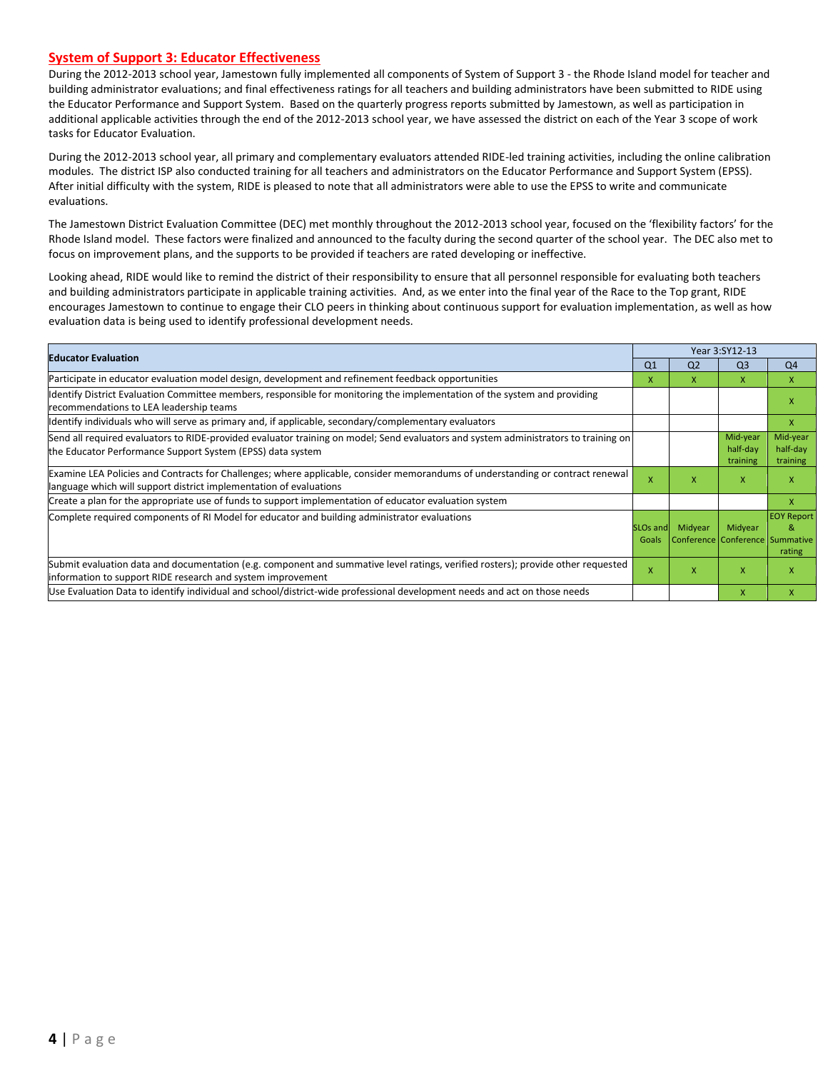## System of Support 3: Educator Effectiveness

During the 2012-2013 school year, Jamestown fully implemented all components of System of Support 3 - the Rhode Island model for teacher and building administrator evaluations; and final effectiveness ratings for all teachers and building administrators have been submitted to RIDE using the Educator Performance and Support System. Based on the quarterly progress reports submitted by Jamestown, as well as participation in additional applicable activities through the end of the 2012-2013 school year, we have assessed the district on each of the Year 3 scope of work tasks for Educator Evaluation.

During the 2012-2013 school year, all primary and complementary evaluators attended RIDE-led training activities, including the online calibration modules. The district ISP also conducted training for all teachers and administrators on the Educator Performance and Support System (EPSS). After initial difficulty with the system, RIDE is pleased to note that all administrators were able to use the EPSS to write and communicate evaluations.

The Jamestown District Evaluation Committee (DEC) met monthly throughout the 2012-2013 school year, focused on the 'flexibility factors' for the Rhode Island model. These factors were finalized and announced to the faculty during the second quarter of the school year. The DEC also met to focus on improvement plans, and the supports to be provided if teachers are rated developing or ineffective.

Looking ahead, RIDE would like to remind the district of their responsibility to ensure that all personnel responsible for evaluating both teachers and building administrators participate in applicable training activities. And, as we enter into the final year of the Race to the Top grant, RIDE encourages Jamestown to continue to engage their CLO peers in thinking about continuous support for evaluation implementation, as well as how evaluation data is being used to identify professional development needs.

| Educator Evaluation | Year 3:SY12-13 | | | |
|---|---|---|---|---|
| | Q1 | Q2 | Q3 | Q4 |
| Participate in educator evaluation model design, development and refinement feedback opportunities | x | x | x | x |
| Identify District Evaluation Committee members, responsible for monitoring the implementation of the system and providing recommendations to LEA leadership teams | | | | x |
| Identify individuals who will serve as primary and, if applicable, secondary/complementary evaluators | | | | x |
| Send all required evaluators to RIDE-provided evaluator training on model; Send evaluators and system administrators to training on the Educator Performance Support System (EPSS) data system | | | Mid-year half-day training | Mid-year half-day training |
| Examine LEA Policies and Contracts for Challenges; where applicable, consider memorandums of understanding or contract renewal language which will support district implementation of evaluations | x | x | x | x |
| Create a plan for the appropriate use of funds to support implementation of educator evaluation system | | | | x |
| Complete required components of RI Model for educator and building administrator evaluations | SLOs and Goals | Midyear Conference | Midyear Conference | EOY Report & Summative rating |
| Submit evaluation data and documentation (e.g. component and summative level ratings, verified rosters); provide other requested information to support RIDE research and system improvement | x | x | x | x |
| Use Evaluation Data to identify individual and school/district-wide professional development needs and act on those needs | | | x | x |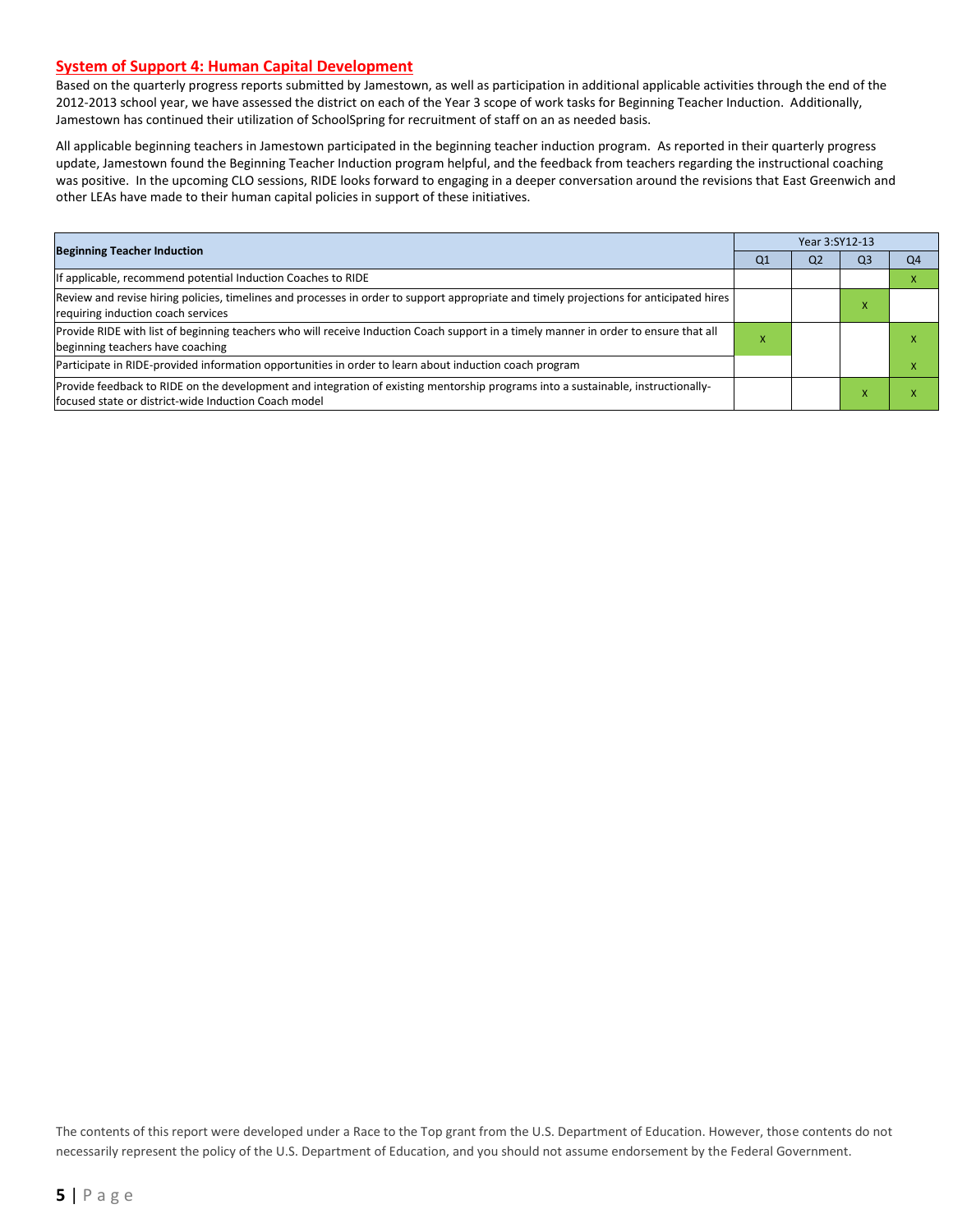## System of Support 4: Human Capital Development

Based on the quarterly progress reports submitted by Jamestown, as well as participation in additional applicable activities through the end of the 2012-2013 school year, we have assessed the district on each of the Year 3 scope of work tasks for Beginning Teacher Induction. Additionally, Jamestown has continued their utilization of SchoolSpring for recruitment of staff on an as needed basis.

All applicable beginning teachers in Jamestown participated in the beginning teacher induction program. As reported in their quarterly progress update, Jamestown found the Beginning Teacher Induction program helpful, and the feedback from teachers regarding the instructional coaching was positive. In the upcoming CLO sessions, RIDE looks forward to engaging in a deeper conversation around the revisions that East Greenwich and other LEAs have made to their human capital policies in support of these initiatives.

| **Beginning Teacher Induction** | Year 3:SY12-13 | | | |
|---|---|---|---|---|
| | Q1 | Q2 | Q3 | Q4 |
| If applicable, recommend potential Induction Coaches to RIDE | | | | x |
| Review and revise hiring policies, timelines and processes in order to support appropriate and timely projections for anticipated hires requiring induction coach services | | | x | |
| Provide RIDE with list of beginning teachers who will receive Induction Coach support in a timely manner in order to ensure that all beginning teachers have coaching | x | | | x |
| Participate in RIDE-provided information opportunities in order to learn about induction coach program | | | | x |
| Provide feedback to RIDE on the development and integration of existing mentorship programs into a sustainable, instructionally-focused state or district-wide Induction Coach model | | | x | x |

The contents of this report were developed under a Race to the Top grant from the U.S. Department of Education. However, those contents do not necessarily represent the policy of the U.S. Department of Education, and you should not assume endorsement by the Federal Government.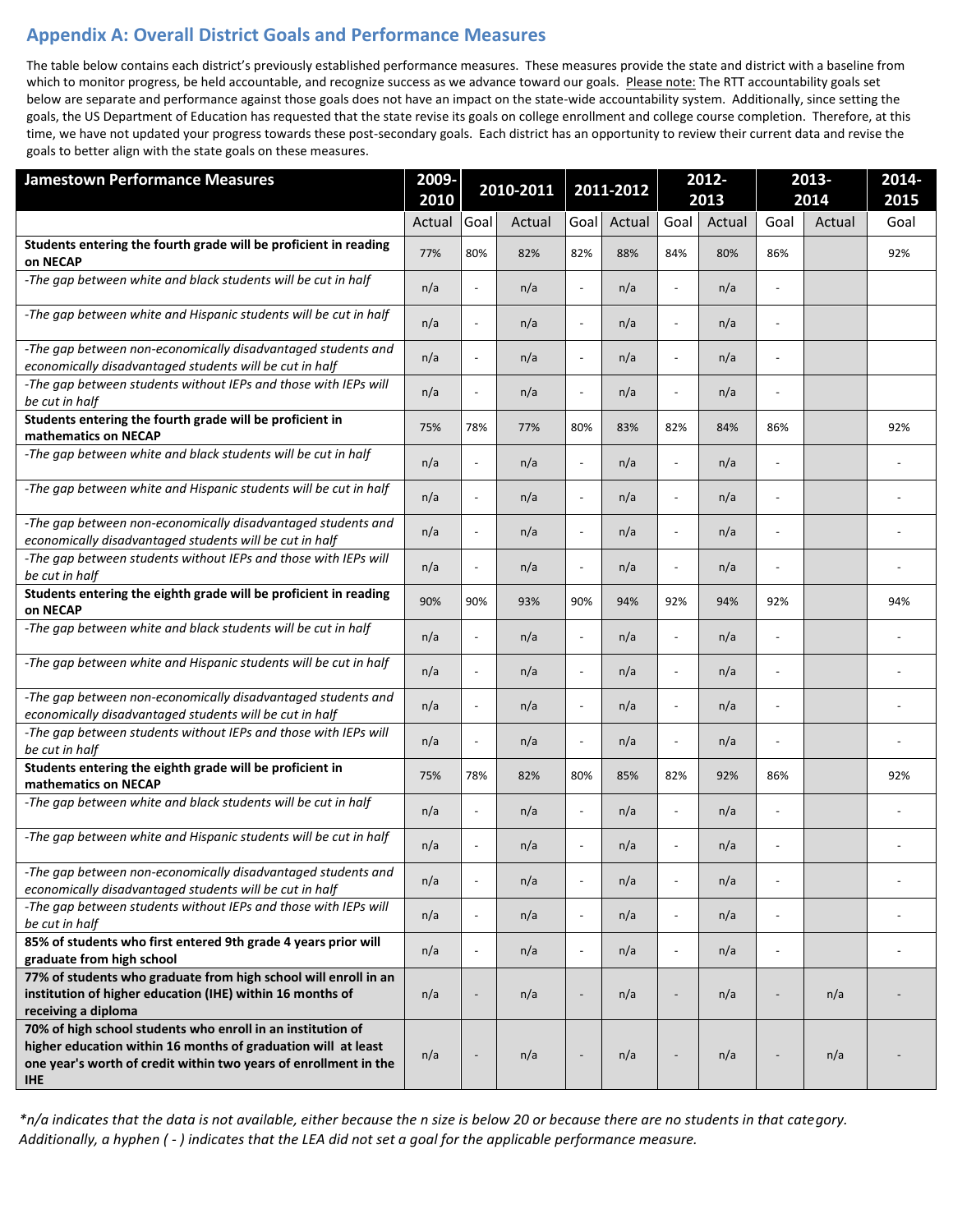## Appendix A: Overall District Goals and Performance Measures

The table below contains each district's previously established performance measures. These measures provide the state and district with a baseline from which to monitor progress, be held accountable, and recognize success as we advance toward our goals. Please note: The RTT accountability goals set below are separate and performance against those goals does not have an impact on the state-wide accountability system. Additionally, since setting the goals, the US Department of Education has requested that the state revise its goals on college enrollment and college course completion. Therefore, at this time, we have not updated your progress towards these post-secondary goals. Each district has an opportunity to review their current data and revise the goals to better align with the state goals on these measures.

| Jamestown Performance Measures | 2009-2010 | 2010-2011 | | 2011-2012 | | 2012-2013 | | 2013-2014 | | 2014-2015 |
|---|---|---|---|---|---|---|---|---|---|---|
| | Actual | Goal | Actual | Goal | Actual | Goal | Actual | Goal | Actual | Goal |
| **Students entering the fourth grade will be proficient in reading on NECAP** | 77% | 80% | 82% | 82% | 88% | 84% | 80% | 86% | | 92% |
| *-The gap between white and black students will be cut in half* | n/a | - | n/a | - | n/a | - | n/a | - | | |
| *-The gap between white and Hispanic students will be cut in half* | n/a | - | n/a | - | n/a | - | n/a | - | | |
| *-The gap between non-economically disadvantaged students and economically disadvantaged students will be cut in half* | n/a | - | n/a | - | n/a | - | n/a | - | | |
| *-The gap between students without IEPs and those with IEPs will be cut in half* | n/a | - | n/a | - | n/a | - | n/a | - | | |
| **Students entering the fourth grade will be proficient in mathematics on NECAP** | 75% | 78% | 77% | 80% | 83% | 82% | 84% | 86% | | 92% |
| *-The gap between white and black students will be cut in half* | n/a | - | n/a | - | n/a | - | n/a | - | | - |
| *-The gap between white and Hispanic students will be cut in half* | n/a | - | n/a | - | n/a | - | n/a | - | | - |
| *-The gap between non-economically disadvantaged students and economically disadvantaged students will be cut in half* | n/a | - | n/a | - | n/a | - | n/a | - | | - |
| *-The gap between students without IEPs and those with IEPs will be cut in half* | n/a | - | n/a | - | n/a | - | n/a | - | | - |
| **Students entering the eighth grade will be proficient in reading on NECAP** | 90% | 90% | 93% | 90% | 94% | 92% | 94% | 92% | | 94% |
| *-The gap between white and black students will be cut in half* | n/a | - | n/a | - | n/a | - | n/a | - | | - |
| *-The gap between white and Hispanic students will be cut in half* | n/a | - | n/a | - | n/a | - | n/a | - | | - |
| *-The gap between non-economically disadvantaged students and economically disadvantaged students will be cut in half* | n/a | - | n/a | - | n/a | - | n/a | - | | - |
| *-The gap between students without IEPs and those with IEPs will be cut in half* | n/a | - | n/a | - | n/a | - | n/a | - | | - |
| **Students entering the eighth grade will be proficient in mathematics on NECAP** | 75% | 78% | 82% | 80% | 85% | 82% | 92% | 86% | | 92% |
| *-The gap between white and black students will be cut in half* | n/a | - | n/a | - | n/a | - | n/a | - | | - |
| *-The gap between white and Hispanic students will be cut in half* | n/a | - | n/a | - | n/a | - | n/a | - | | - |
| *-The gap between non-economically disadvantaged students and economically disadvantaged students will be cut in half* | n/a | - | n/a | - | n/a | - | n/a | - | | - |
| *-The gap between students without IEPs and those with IEPs will be cut in half* | n/a | - | n/a | - | n/a | - | n/a | - | | - |
| **85% of students who first entered 9th grade 4 years prior will graduate from high school** | n/a | - | n/a | - | n/a | - | n/a | - | | - |
| **77% of students who graduate from high school will enroll in an institution of higher education (IHE) within 16 months of receiving a diploma** | n/a | - | n/a | - | n/a | - | n/a | - | n/a | - |
| **70% of high school students who enroll in an institution of higher education within 16 months of graduation will at least one year's worth of credit within two years of enrollment in the IHE** | n/a | - | n/a | - | n/a | - | n/a | - | n/a | - |

*\*n/a indicates that the data is not available, either because the n size is below 20 or because there are no students in that category. Additionally, a hyphen ( - ) indicates that the LEA did not set a goal for the applicable performance measure.*